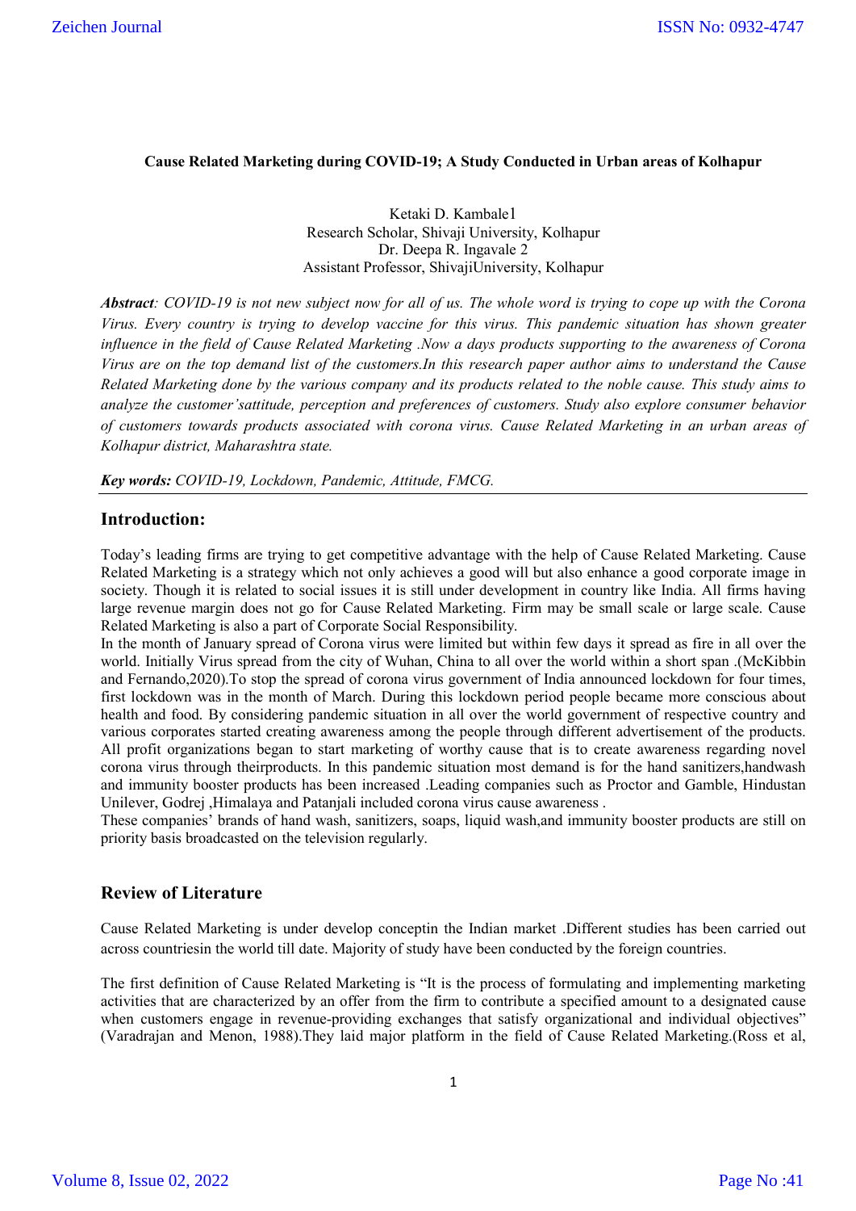**Cause Related Marketing during COVID-19; A Study Conducted in Urban areas of Kolhapur**

Ketaki D. Kambale1
Research Scholar, Shivaji University, Kolhapur
Dr. Deepa R. Ingavale 2
Assistant Professor, ShivajiUniversity, Kolhapur

***Abstract**: COVID-19 is not new subject now for all of us. The whole word is trying to cope up with the Corona Virus. Every country is trying to develop vaccine for this virus. This pandemic situation has shown greater influence in the field of Cause Related Marketing .Now a days products supporting to the awareness of Corona Virus are on the top demand list of the customers.In this research paper author aims to understand the Cause Related Marketing done by the various company and its products related to the noble cause. This study aims to analyze the customer'sattitude, perception and preferences of customers. Study also explore consumer behavior of customers towards products associated with corona virus. Cause Related Marketing in an urban areas of Kolhapur district, Maharashtra state.*

***Key words:** COVID-19, Lockdown, Pandemic, Attitude, FMCG.*

## Introduction:

Today's leading firms are trying to get competitive advantage with the help of Cause Related Marketing. Cause Related Marketing is a strategy which not only achieves a good will but also enhance a good corporate image in society. Though it is related to social issues it is still under development in country like India. All firms having large revenue margin does not go for Cause Related Marketing. Firm may be small scale or large scale. Cause Related Marketing is also a part of Corporate Social Responsibility.

In the month of January spread of Corona virus were limited but within few days it spread as fire in all over the world. Initially Virus spread from the city of Wuhan, China to all over the world within a short span .(McKibbin and Fernando,2020).To stop the spread of corona virus government of India announced lockdown for four times, first lockdown was in the month of March. During this lockdown period people became more conscious about health and food. By considering pandemic situation in all over the world government of respective country and various corporates started creating awareness among the people through different advertisement of the products. All profit organizations began to start marketing of worthy cause that is to create awareness regarding novel corona virus through theirproducts. In this pandemic situation most demand is for the hand sanitizers,handwash and immunity booster products has been increased .Leading companies such as Proctor and Gamble, Hindustan Unilever, Godrej ,Himalaya and Patanjali included corona virus cause awareness .

These companies' brands of hand wash, sanitizers, soaps, liquid wash,and immunity booster products are still on priority basis broadcasted on the television regularly.

## Review of Literature

Cause Related Marketing is under develop conceptin the Indian market .Different studies has been carried out across countriesin the world till date. Majority of study have been conducted by the foreign countries.

The first definition of Cause Related Marketing is "It is the process of formulating and implementing marketing activities that are characterized by an offer from the firm to contribute a specified amount to a designated cause when customers engage in revenue-providing exchanges that satisfy organizational and individual objectives" (Varadrajan and Menon, 1988).They laid major platform in the field of Cause Related Marketing.(Ross et al,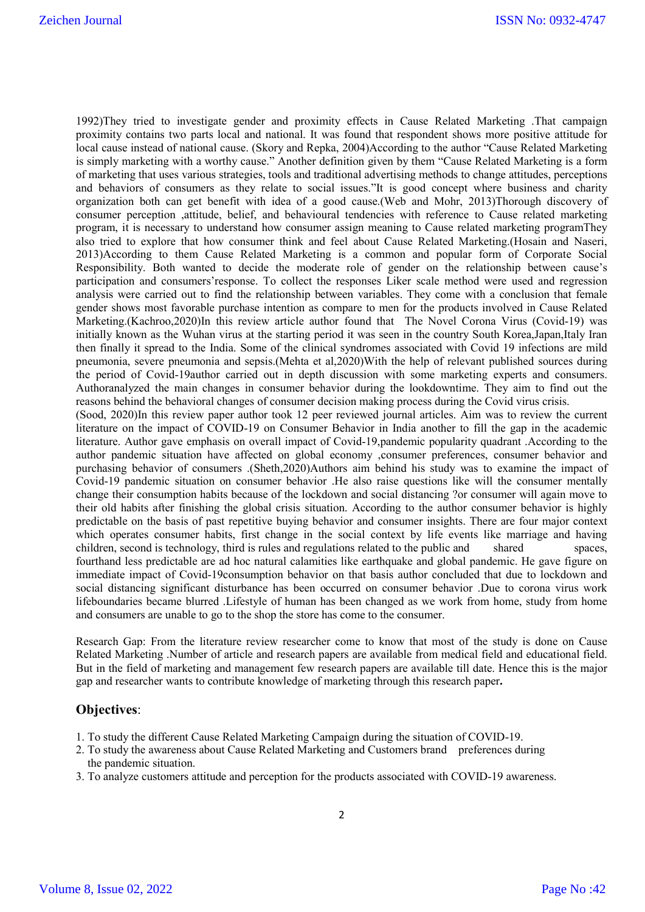1992)They tried to investigate gender and proximity effects in Cause Related Marketing .That campaign proximity contains two parts local and national. It was found that respondent shows more positive attitude for local cause instead of national cause. (Skory and Repka, 2004)According to the author "Cause Related Marketing is simply marketing with a worthy cause." Another definition given by them "Cause Related Marketing is a form of marketing that uses various strategies, tools and traditional advertising methods to change attitudes, perceptions and behaviors of consumers as they relate to social issues."It is good concept where business and charity organization both can get benefit with idea of a good cause.(Web and Mohr, 2013)Thorough discovery of consumer perception ,attitude, belief, and behavioural tendencies with reference to Cause related marketing program, it is necessary to understand how consumer assign meaning to Cause related marketing programThey also tried to explore that how consumer think and feel about Cause Related Marketing.(Hosain and Naseri, 2013)According to them Cause Related Marketing is a common and popular form of Corporate Social Responsibility. Both wanted to decide the moderate role of gender on the relationship between cause's participation and consumers'response. To collect the responses Liker scale method were used and regression analysis were carried out to find the relationship between variables. They come with a conclusion that female gender shows most favorable purchase intention as compare to men for the products involved in Cause Related Marketing.(Kachroo,2020)In this review article author found that The Novel Corona Virus (Covid-19) was initially known as the Wuhan virus at the starting period it was seen in the country South Korea,Japan,Italy Iran then finally it spread to the India. Some of the clinical syndromes associated with Covid 19 infections are mild pneumonia, severe pneumonia and sepsis.(Mehta et al,2020)With the help of relevant published sources during the period of Covid-19author carried out in depth discussion with some marketing experts and consumers. Authoranalyzed the main changes in consumer behavior during the lookdowntime. They aim to find out the reasons behind the behavioral changes of consumer decision making process during the Covid virus crisis.

(Sood, 2020)In this review paper author took 12 peer reviewed journal articles. Aim was to review the current literature on the impact of COVID-19 on Consumer Behavior in India another to fill the gap in the academic literature. Author gave emphasis on overall impact of Covid-19,pandemic popularity quadrant .According to the author pandemic situation have affected on global economy ,consumer preferences, consumer behavior and purchasing behavior of consumers .(Sheth,2020)Authors aim behind his study was to examine the impact of Covid-19 pandemic situation on consumer behavior .He also raise questions like will the consumer mentally change their consumption habits because of the lockdown and social distancing ?or consumer will again move to their old habits after finishing the global crisis situation. According to the author consumer behavior is highly predictable on the basis of past repetitive buying behavior and consumer insights. There are four major context which operates consumer habits, first change in the social context by life events like marriage and having children, second is technology, third is rules and regulations related to the public and shared spaces, fourthand less predictable are ad hoc natural calamities like earthquake and global pandemic. He gave figure on immediate impact of Covid-19consumption behavior on that basis author concluded that due to lockdown and social distancing significant disturbance has been occurred on consumer behavior .Due to corona virus work lifeboundaries became blurred .Lifestyle of human has been changed as we work from home, study from home and consumers are unable to go to the shop the store has come to the consumer.

Research Gap: From the literature review researcher come to know that most of the study is done on Cause Related Marketing .Number of article and research papers are available from medical field and educational field. But in the field of marketing and management few research papers are available till date. Hence this is the major gap and researcher wants to contribute knowledge of marketing through this research paper**.**

## **Objectives**:

1. To study the different Cause Related Marketing Campaign during the situation of COVID-19.
2. To study the awareness about Cause Related Marketing and Customers brand preferences during the pandemic situation.
3. To analyze customers attitude and perception for the products associated with COVID-19 awareness.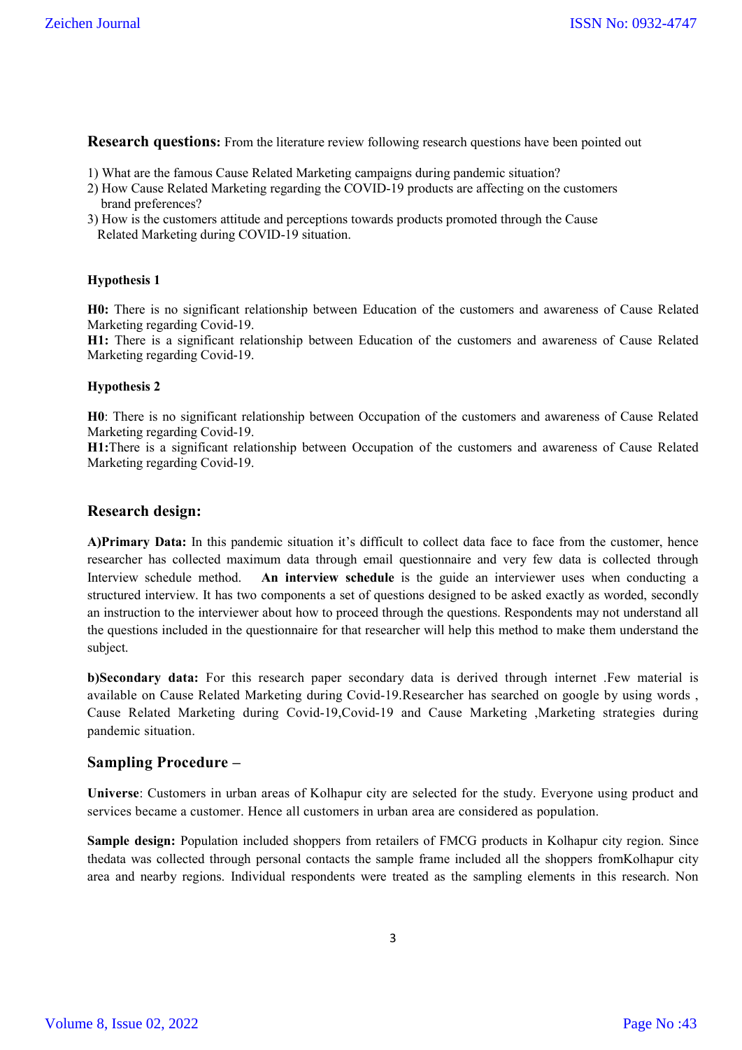**Research questions:** From the literature review following research questions have been pointed out

1) What are the famous Cause Related Marketing campaigns during pandemic situation?
2) How Cause Related Marketing regarding the COVID-19 products are affecting on the customers brand preferences?
3) How is the customers attitude and perceptions towards products promoted through the Cause Related Marketing during COVID-19 situation.

**Hypothesis 1**

**H0:** There is no significant relationship between Education of the customers and awareness of Cause Related Marketing regarding Covid-19.
**H1:** There is a significant relationship between Education of the customers and awareness of Cause Related Marketing regarding Covid-19.

**Hypothesis 2**

**H0**: There is no significant relationship between Occupation of the customers and awareness of Cause Related Marketing regarding Covid-19.
**H1:**There is a significant relationship between Occupation of the customers and awareness of Cause Related Marketing regarding Covid-19.

## Research design:

**A)Primary Data:** In this pandemic situation it's difficult to collect data face to face from the customer, hence researcher has collected maximum data through email questionnaire and very few data is collected through Interview schedule method. **An interview schedule** is the guide an interviewer uses when conducting a structured interview. It has two components a set of questions designed to be asked exactly as worded, secondly an instruction to the interviewer about how to proceed through the questions. Respondents may not understand all the questions included in the questionnaire for that researcher will help this method to make them understand the subject.

**b)Secondary data:** For this research paper secondary data is derived through internet .Few material is available on Cause Related Marketing during Covid-19.Researcher has searched on google by using words , Cause Related Marketing during Covid-19,Covid-19 and Cause Marketing ,Marketing strategies during pandemic situation.

## Sampling Procedure –

**Universe**: Customers in urban areas of Kolhapur city are selected for the study. Everyone using product and services became a customer. Hence all customers in urban area are considered as population.

**Sample design:** Population included shoppers from retailers of FMCG products in Kolhapur city region. Since thedata was collected through personal contacts the sample frame included all the shoppers fromKolhapur city area and nearby regions. Individual respondents were treated as the sampling elements in this research. Non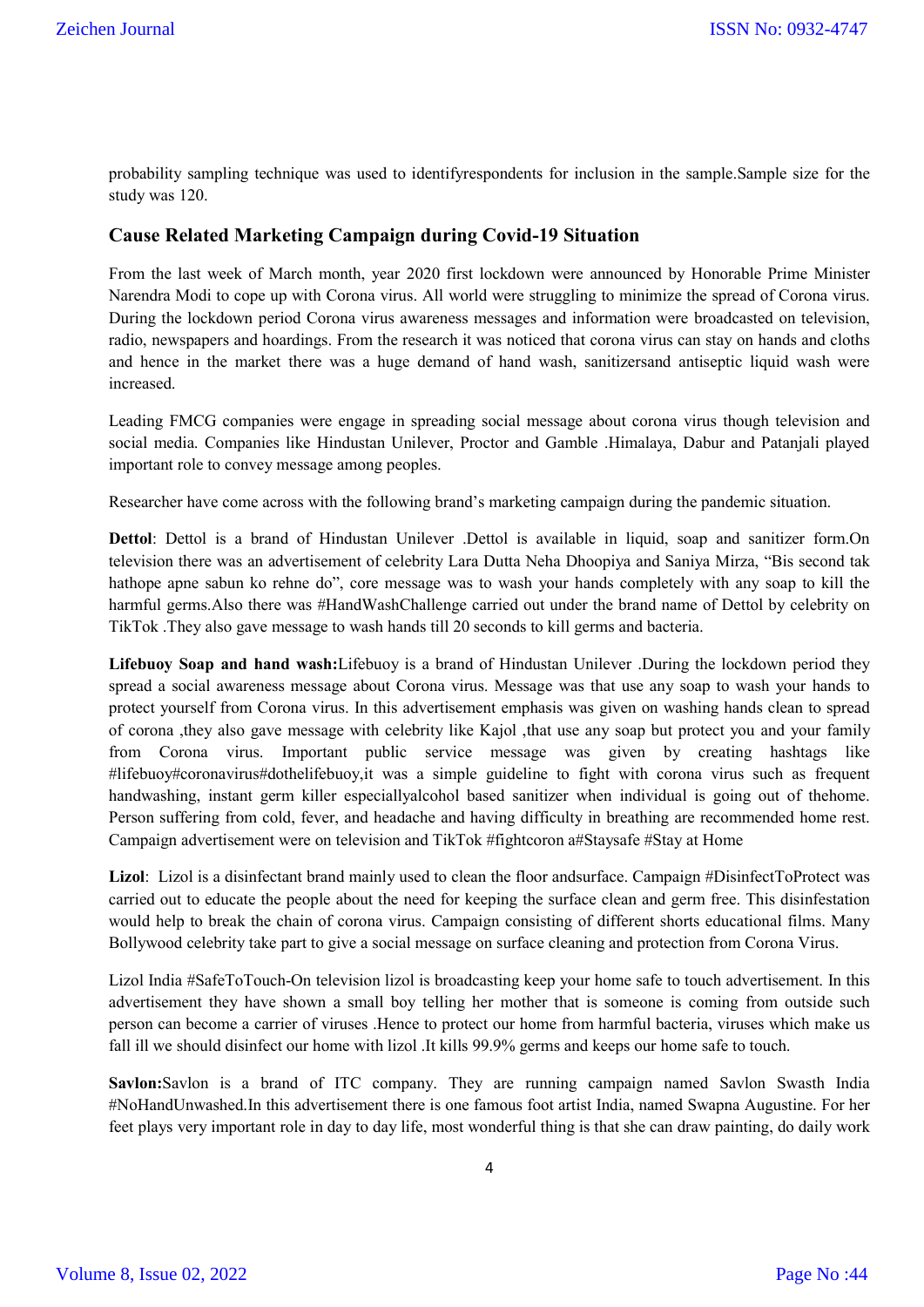probability sampling technique was used to identifyrespondents for inclusion in the sample.Sample size for the study was 120.

## Cause Related Marketing Campaign during Covid-19 Situation

From the last week of March month, year 2020 first lockdown were announced by Honorable Prime Minister Narendra Modi to cope up with Corona virus. All world were struggling to minimize the spread of Corona virus. During the lockdown period Corona virus awareness messages and information were broadcasted on television, radio, newspapers and hoardings. From the research it was noticed that corona virus can stay on hands and cloths and hence in the market there was a huge demand of hand wash, sanitizersand antiseptic liquid wash were increased.

Leading FMCG companies were engage in spreading social message about corona virus though television and social media. Companies like Hindustan Unilever, Proctor and Gamble .Himalaya, Dabur and Patanjali played important role to convey message among peoples.

Researcher have come across with the following brand's marketing campaign during the pandemic situation.

**Dettol**: Dettol is a brand of Hindustan Unilever .Dettol is available in liquid, soap and sanitizer form.On television there was an advertisement of celebrity Lara Dutta Neha Dhoopiya and Saniya Mirza, "Bis second tak hathope apne sabun ko rehne do", core message was to wash your hands completely with any soap to kill the harmful germs.Also there was #HandWashChallenge carried out under the brand name of Dettol by celebrity on TikTok .They also gave message to wash hands till 20 seconds to kill germs and bacteria.

**Lifebuoy Soap and hand wash:**Lifebuoy is a brand of Hindustan Unilever .During the lockdown period they spread a social awareness message about Corona virus. Message was that use any soap to wash your hands to protect yourself from Corona virus. In this advertisement emphasis was given on washing hands clean to spread of corona ,they also gave message with celebrity like Kajol ,that use any soap but protect you and your family from Corona virus. Important public service message was given by creating hashtags like #lifebuoy#coronavirus#dothelifebuoy,it was a simple guideline to fight with corona virus such as frequent handwashing, instant germ killer especiallyalcohol based sanitizer when individual is going out of thehome. Person suffering from cold, fever, and headache and having difficulty in breathing are recommended home rest. Campaign advertisement were on television and TikTok #fightcoron a#Staysafe #Stay at Home

**Lizol**: Lizol is a disinfectant brand mainly used to clean the floor andsurface. Campaign #DisinfectToProtect was carried out to educate the people about the need for keeping the surface clean and germ free. This disinfestation would help to break the chain of corona virus. Campaign consisting of different shorts educational films. Many Bollywood celebrity take part to give a social message on surface cleaning and protection from Corona Virus.

Lizol India #SafeToTouch-On television lizol is broadcasting keep your home safe to touch advertisement. In this advertisement they have shown a small boy telling her mother that is someone is coming from outside such person can become a carrier of viruses .Hence to protect our home from harmful bacteria, viruses which make us fall ill we should disinfect our home with lizol .It kills 99.9% germs and keeps our home safe to touch.

**Savlon:**Savlon is a brand of ITC company. They are running campaign named Savlon Swasth India #NoHandUnwashed.In this advertisement there is one famous foot artist India, named Swapna Augustine. For her feet plays very important role in day to day life, most wonderful thing is that she can draw painting, do daily work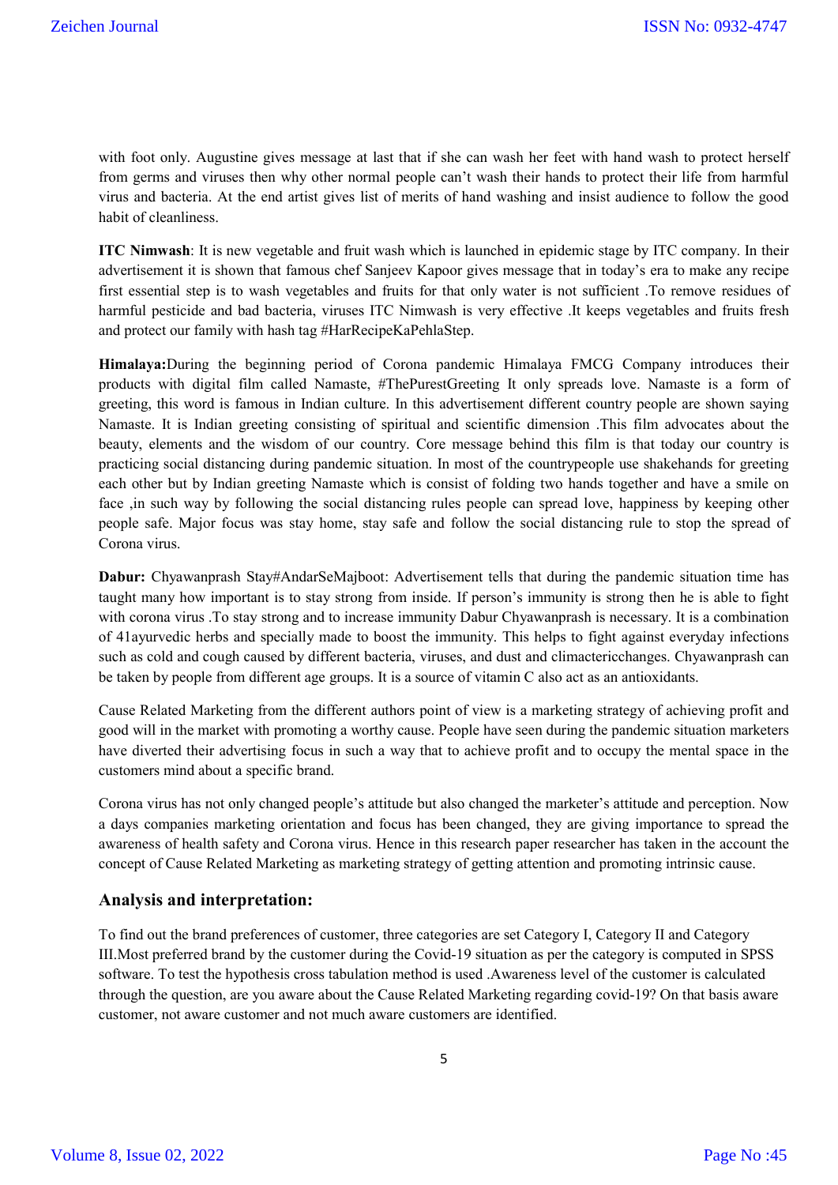with foot only. Augustine gives message at last that if she can wash her feet with hand wash to protect herself from germs and viruses then why other normal people can't wash their hands to protect their life from harmful virus and bacteria. At the end artist gives list of merits of hand washing and insist audience to follow the good habit of cleanliness.

**ITC Nimwash**: It is new vegetable and fruit wash which is launched in epidemic stage by ITC company. In their advertisement it is shown that famous chef Sanjeev Kapoor gives message that in today's era to make any recipe first essential step is to wash vegetables and fruits for that only water is not sufficient .To remove residues of harmful pesticide and bad bacteria, viruses ITC Nimwash is very effective .It keeps vegetables and fruits fresh and protect our family with hash tag #HarRecipeKaPehlaStep.

**Himalaya:**During the beginning period of Corona pandemic Himalaya FMCG Company introduces their products with digital film called Namaste, #ThePurestGreeting It only spreads love. Namaste is a form of greeting, this word is famous in Indian culture. In this advertisement different country people are shown saying Namaste. It is Indian greeting consisting of spiritual and scientific dimension .This film advocates about the beauty, elements and the wisdom of our country. Core message behind this film is that today our country is practicing social distancing during pandemic situation. In most of the countrypeople use shakehands for greeting each other but by Indian greeting Namaste which is consist of folding two hands together and have a smile on face ,in such way by following the social distancing rules people can spread love, happiness by keeping other people safe. Major focus was stay home, stay safe and follow the social distancing rule to stop the spread of Corona virus.

**Dabur:** Chyawanprash Stay#AndarSeMajboot: Advertisement tells that during the pandemic situation time has taught many how important is to stay strong from inside. If person's immunity is strong then he is able to fight with corona virus .To stay strong and to increase immunity Dabur Chyawanprash is necessary. It is a combination of 41ayurvedic herbs and specially made to boost the immunity. This helps to fight against everyday infections such as cold and cough caused by different bacteria, viruses, and dust and climactericchanges. Chyawanprash can be taken by people from different age groups. It is a source of vitamin C also act as an antioxidants.

Cause Related Marketing from the different authors point of view is a marketing strategy of achieving profit and good will in the market with promoting a worthy cause. People have seen during the pandemic situation marketers have diverted their advertising focus in such a way that to achieve profit and to occupy the mental space in the customers mind about a specific brand.

Corona virus has not only changed people's attitude but also changed the marketer's attitude and perception. Now a days companies marketing orientation and focus has been changed, they are giving importance to spread the awareness of health safety and Corona virus. Hence in this research paper researcher has taken in the account the concept of Cause Related Marketing as marketing strategy of getting attention and promoting intrinsic cause.

## Analysis and interpretation:

To find out the brand preferences of customer, three categories are set Category I, Category II and Category III.Most preferred brand by the customer during the Covid-19 situation as per the category is computed in SPSS software. To test the hypothesis cross tabulation method is used .Awareness level of the customer is calculated through the question, are you aware about the Cause Related Marketing regarding covid-19? On that basis aware customer, not aware customer and not much aware customers are identified.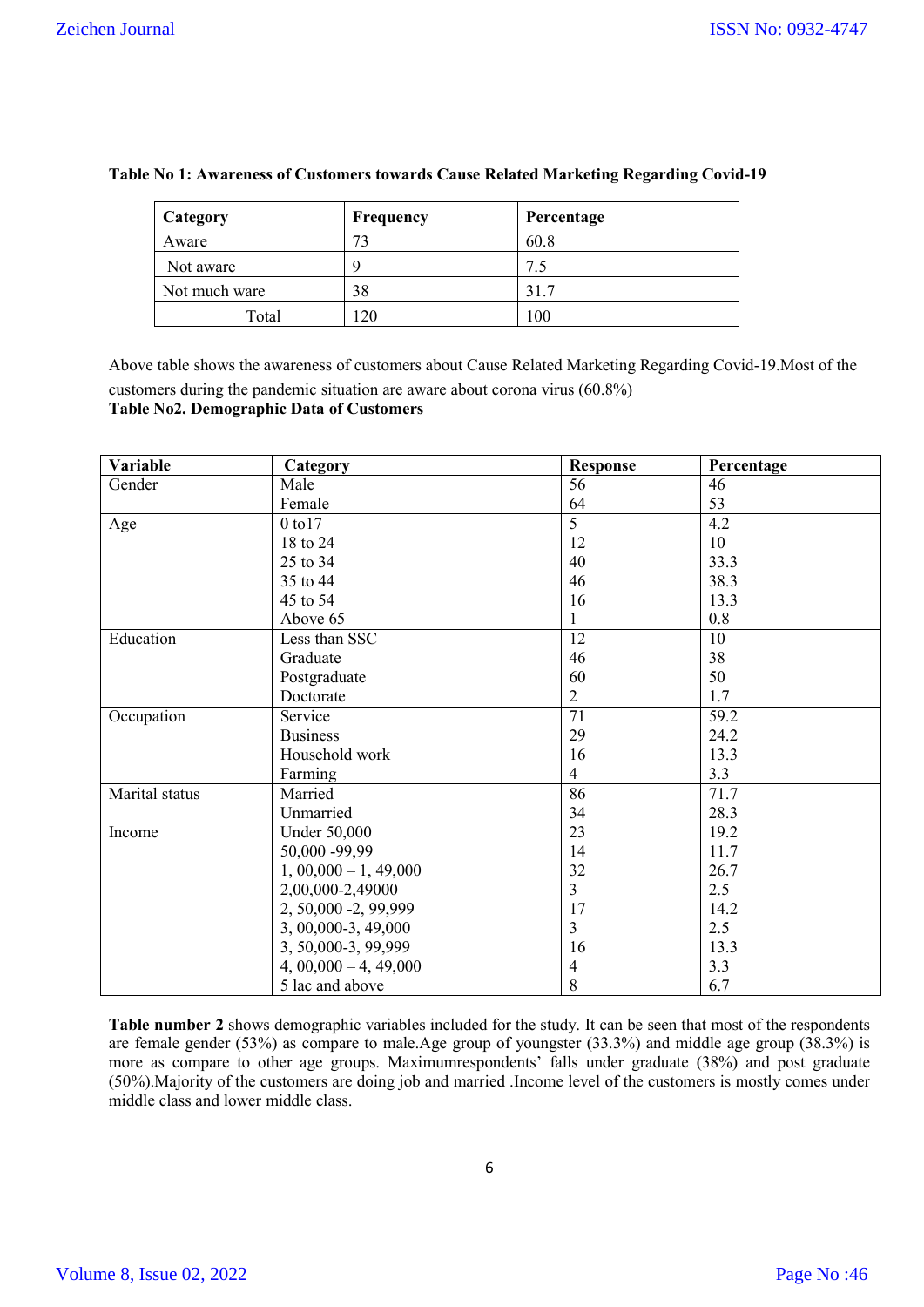**Table No 1: Awareness of Customers towards Cause Related Marketing Regarding Covid-19**

| Category | Frequency | Percentage |
|---|---|---|
| Aware | 73 | 60.8 |
| Not aware | 9 | 7.5 |
| Not much ware | 38 | 31.7 |
| Total | 120 | 100 |

Above table shows the awareness of customers about Cause Related Marketing Regarding Covid-19.Most of the customers during the pandemic situation are aware about corona virus (60.8%)

**Table No2. Demographic Data of Customers**

| Variable | Category | Response | Percentage |
|---|---|---|---|
| Gender | Male | 56 | 46 |
| | Female | 64 | 53 |
| Age | 0 to17 | 5 | 4.2 |
| | 18 to 24 | 12 | 10 |
| | 25 to 34 | 40 | 33.3 |
| | 35 to 44 | 46 | 38.3 |
| | 45 to 54 | 16 | 13.3 |
| | Above 65 | 1 | 0.8 |
| Education | Less than SSC | 12 | 10 |
| | Graduate | 46 | 38 |
| | Postgraduate | 60 | 50 |
| | Doctorate | 2 | 1.7 |
| Occupation | Service | 71 | 59.2 |
| | Business | 29 | 24.2 |
| | Household work | 16 | 13.3 |
| | Farming | 4 | 3.3 |
| Marital status | Married | 86 | 71.7 |
| | Unmarried | 34 | 28.3 |
| Income | Under 50,000 | 23 | 19.2 |
| | 50,000 -99,99 | 14 | 11.7 |
| | 1, 00,000 – 1, 49,000 | 32 | 26.7 |
| | 2,00,000-2,49000 | 3 | 2.5 |
| | 2, 50,000 -2, 99,999 | 17 | 14.2 |
| | 3, 00,000-3, 49,000 | 3 | 2.5 |
| | 3, 50,000-3, 99,999 | 16 | 13.3 |
| | 4, 00,000 – 4, 49,000 | 4 | 3.3 |
| | 5 lac and above | 8 | 6.7 |

**Table number 2** shows demographic variables included for the study. It can be seen that most of the respondents are female gender (53%) as compare to male.Age group of youngster (33.3%) and middle age group (38.3%) is more as compare to other age groups. Maximumrespondents' falls under graduate (38%) and post graduate (50%).Majority of the customers are doing job and married .Income level of the customers is mostly comes under middle class and lower middle class.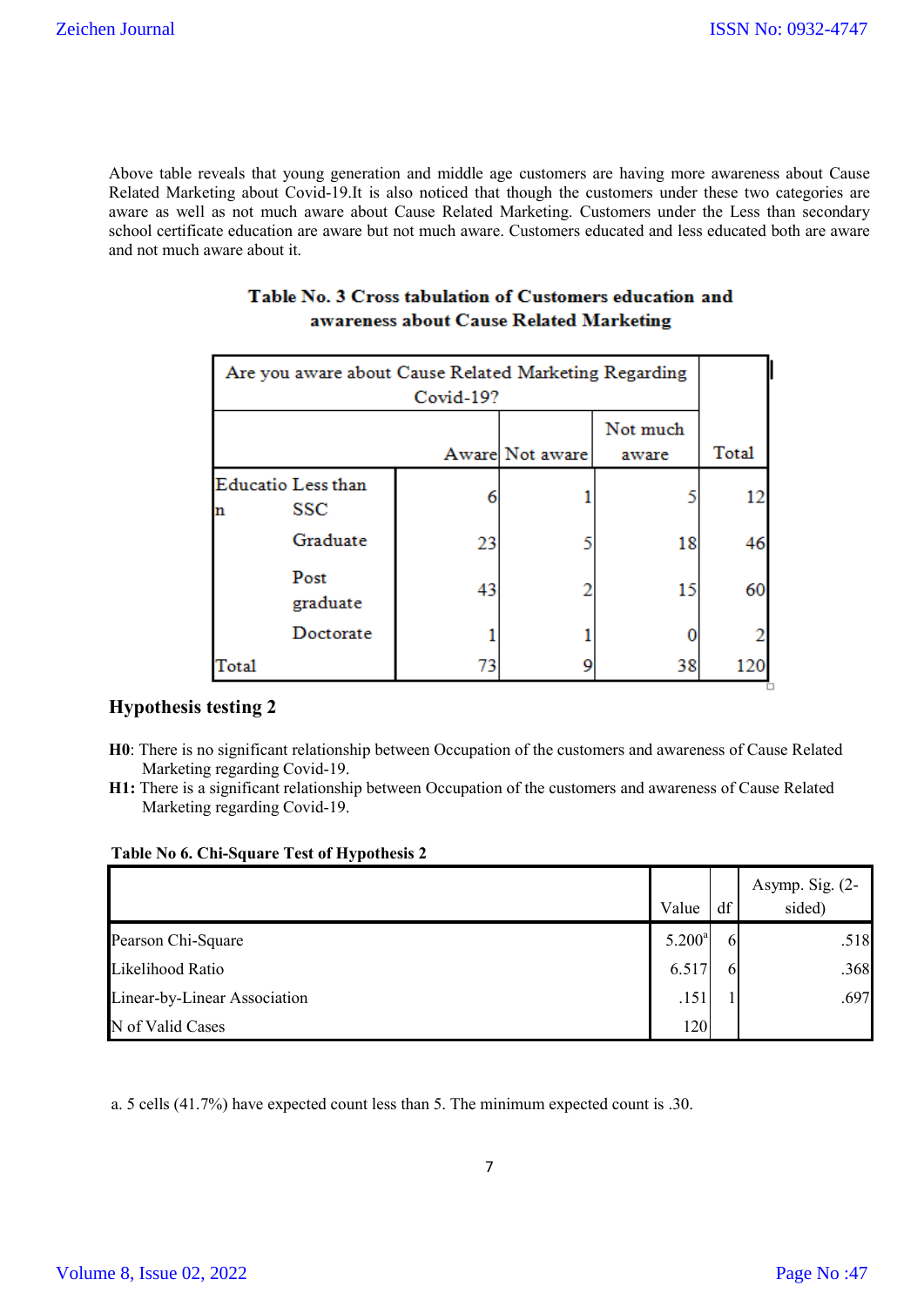Above table reveals that young generation and middle age customers are having more awareness about Cause Related Marketing about Covid-19.It is also noticed that though the customers under these two categories are aware as well as not much aware about Cause Related Marketing. Customers under the Less than secondary school certificate education are aware but not much aware. Customers educated and less educated both are aware and not much aware about it.

**Table No. 3 Cross tabulation of Customers education and awareness about Cause Related Marketing**

| | | Are you aware about Cause Related Marketing Regarding Covid-19? | | | |
|---|---|---|---|---|---|
| | | Aware | Not aware | Not much aware | Total |
| Education | Less than SSC | 6 | 1 | 5 | 12 |
| | Graduate | 23 | 5 | 18 | 46 |
| | Post graduate | 43 | 2 | 15 | 60 |
| | Doctorate | 1 | 1 | 0 | 2 |
| Total | | 73 | 9 | 38 | 120 |

## Hypothesis testing 2

**H0**: There is no significant relationship between Occupation of the customers and awareness of Cause Related Marketing regarding Covid-19.

**H1:** There is a significant relationship between Occupation of the customers and awareness of Cause Related Marketing regarding Covid-19.

**Table No 6. Chi-Square Test of Hypothesis 2**

| | Value | df | Asymp. Sig. (2-sided) |
|---|---|---|---|
| Pearson Chi-Square | 5.200[a] | 6 | .518 |
| Likelihood Ratio | 6.517 | 6 | .368 |
| Linear-by-Linear Association | .151 | 1 | .697 |
| N of Valid Cases | 120 | | |

a. 5 cells (41.7%) have expected count less than 5. The minimum expected count is .30.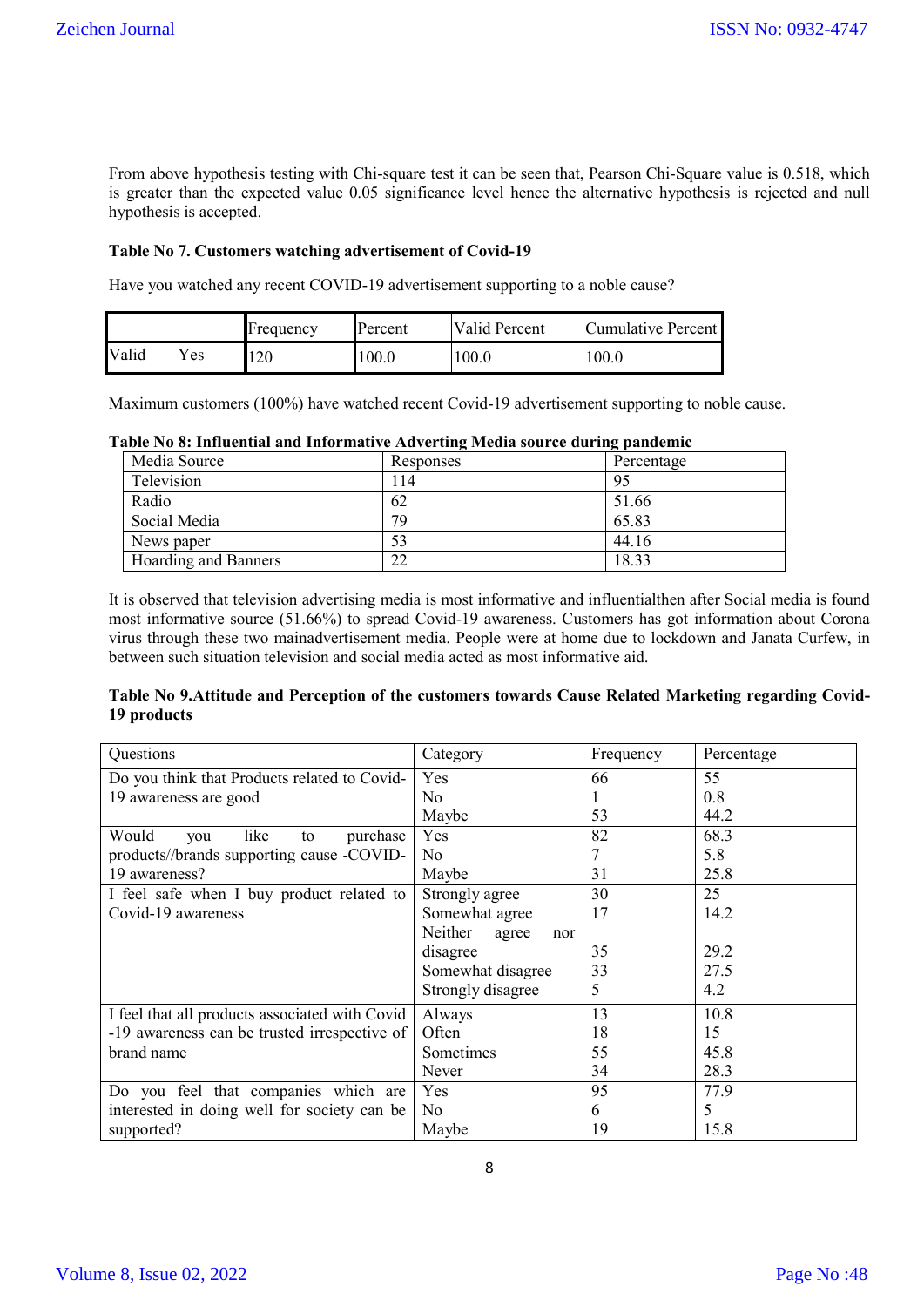From above hypothesis testing with Chi-square test it can be seen that, Pearson Chi-Square value is 0.518, which is greater than the expected value 0.05 significance level hence the alternative hypothesis is rejected and null hypothesis is accepted.

**Table No 7. Customers watching advertisement of Covid-19**

Have you watched any recent COVID-19 advertisement supporting to a noble cause?

| | Frequency | Percent | Valid Percent | Cumulative Percent |
|---|---|---|---|---|
| Valid Yes | 120 | 100.0 | 100.0 | 100.0 |

Maximum customers (100%) have watched recent Covid-19 advertisement supporting to noble cause.

**Table No 8: Influential and Informative Adverting Media source during pandemic**

| Media Source | Responses | Percentage |
|---|---|---|
| Television | 114 | 95 |
| Radio | 62 | 51.66 |
| Social Media | 79 | 65.83 |
| News paper | 53 | 44.16 |
| Hoarding and Banners | 22 | 18.33 |

It is observed that television advertising media is most informative and influentialthen after Social media is found most informative source (51.66%) to spread Covid-19 awareness. Customers has got information about Corona virus through these two mainadvertisement media. People were at home due to lockdown and Janata Curfew, in between such situation television and social media acted as most informative aid.

**Table No 9.Attitude and Perception of the customers towards Cause Related Marketing regarding Covid-19 products**

| Questions | Category | Frequency | Percentage |
|---|---|---|---|
| Do you think that Products related to Covid-19 awareness are good | Yes<br>No<br>Maybe | 66<br>1<br>53 | 55<br>0.8<br>44.2 |
| Would you like to purchase products//brands supporting cause -COVID-19 awareness? | Yes<br>No<br>Maybe | 82<br>7<br>31 | 68.3<br>5.8<br>25.8 |
| I feel safe when I buy product related to Covid-19 awareness | Strongly agree<br>Somewhat agree<br>Neither agree nor disagree<br>Somewhat disagree<br>Strongly disagree | 30<br>17<br>35<br>33<br>5 | 25<br>14.2<br>29.2<br>27.5<br>4.2 |
| I feel that all products associated with Covid -19 awareness can be trusted irrespective of brand name | Always<br>Often<br>Sometimes<br>Never | 13<br>18<br>55<br>34 | 10.8<br>15<br>45.8<br>28.3 |
| Do you feel that companies which are interested in doing well for society can be supported? | Yes<br>No<br>Maybe | 95<br>6<br>19 | 77.9<br>5<br>15.8 |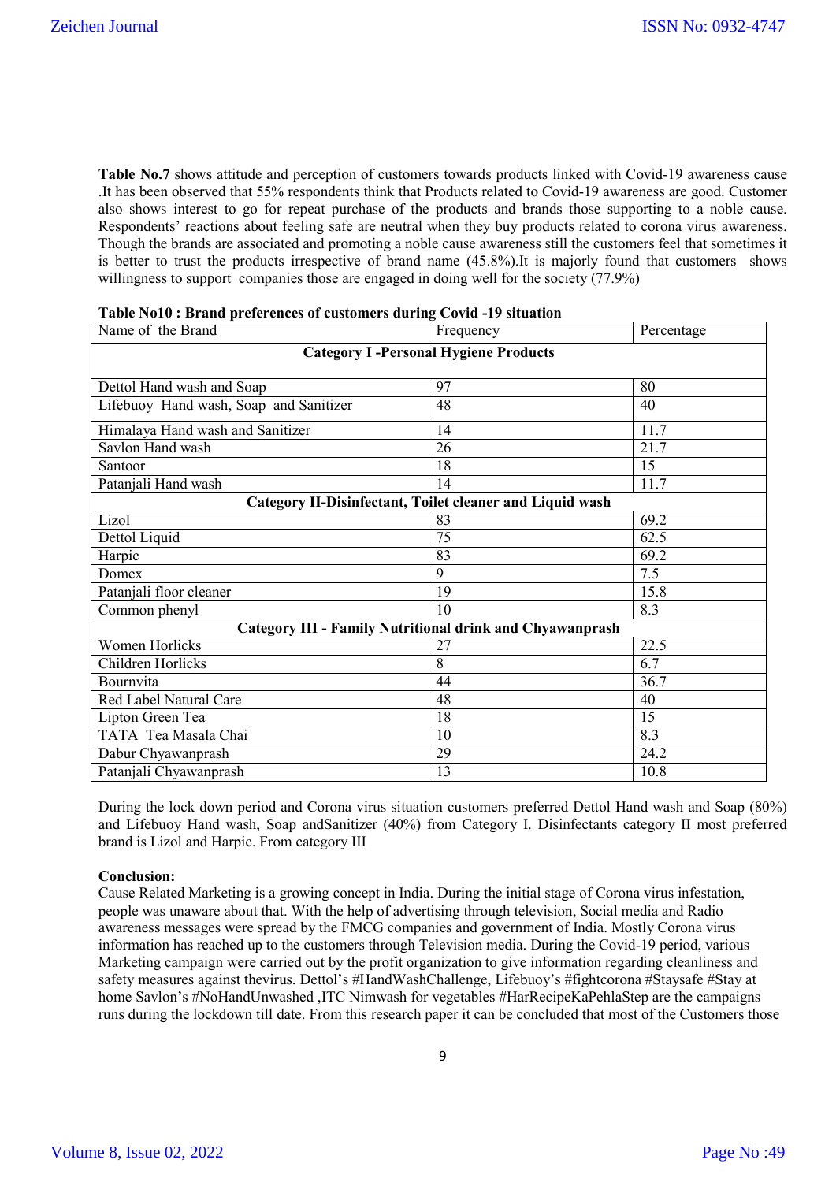**Table No.7** shows attitude and perception of customers towards products linked with Covid-19 awareness cause .It has been observed that 55% respondents think that Products related to Covid-19 awareness are good. Customer also shows interest to go for repeat purchase of the products and brands those supporting to a noble cause. Respondents' reactions about feeling safe are neutral when they buy products related to corona virus awareness. Though the brands are associated and promoting a noble cause awareness still the customers feel that sometimes it is better to trust the products irrespective of brand name (45.8%).It is majorly found that customers shows willingness to support companies those are engaged in doing well for the society (77.9%)

**Table No10 : Brand preferences of customers during Covid -19 situation**

| Name of the Brand | Frequency | Percentage |
|---|---|---|
| **Category I -Personal Hygiene Products** | | |
| Dettol Hand wash and Soap | 97 | 80 |
| Lifebuoy Hand wash, Soap and Sanitizer | 48 | 40 |
| Himalaya Hand wash and Sanitizer | 14 | 11.7 |
| Savlon Hand wash | 26 | 21.7 |
| Santoor | 18 | 15 |
| Patanjali Hand wash | 14 | 11.7 |
| **Category II-Disinfectant, Toilet cleaner and Liquid wash** | | |
| Lizol | 83 | 69.2 |
| Dettol Liquid | 75 | 62.5 |
| Harpic | 83 | 69.2 |
| Domex | 9 | 7.5 |
| Patanjali floor cleaner | 19 | 15.8 |
| Common phenyl | 10 | 8.3 |
| **Category III - Family Nutritional drink and Chyawanprash** | | |
| Women Horlicks | 27 | 22.5 |
| Children Horlicks | 8 | 6.7 |
| Bournvita | 44 | 36.7 |
| Red Label Natural Care | 48 | 40 |
| Lipton Green Tea | 18 | 15 |
| TATA Tea Masala Chai | 10 | 8.3 |
| Dabur Chyawanprash | 29 | 24.2 |
| Patanjali Chyawanprash | 13 | 10.8 |

During the lock down period and Corona virus situation customers preferred Dettol Hand wash and Soap (80%) and Lifebuoy Hand wash, Soap andSanitizer (40%) from Category I. Disinfectants category II most preferred brand is Lizol and Harpic. From category III

**Conclusion:**

Cause Related Marketing is a growing concept in India. During the initial stage of Corona virus infestation, people was unaware about that. With the help of advertising through television, Social media and Radio awareness messages were spread by the FMCG companies and government of India. Mostly Corona virus information has reached up to the customers through Television media. During the Covid-19 period, various Marketing campaign were carried out by the profit organization to give information regarding cleanliness and safety measures against thevirus. Dettol's #HandWashChallenge, Lifebuoy's #fightcorona #Staysafe #Stay at home Savlon's #NoHandUnwashed ,ITC Nimwash for vegetables #HarRecipeKaPehlaStep are the campaigns runs during the lockdown till date. From this research paper it can be concluded that most of the Customers those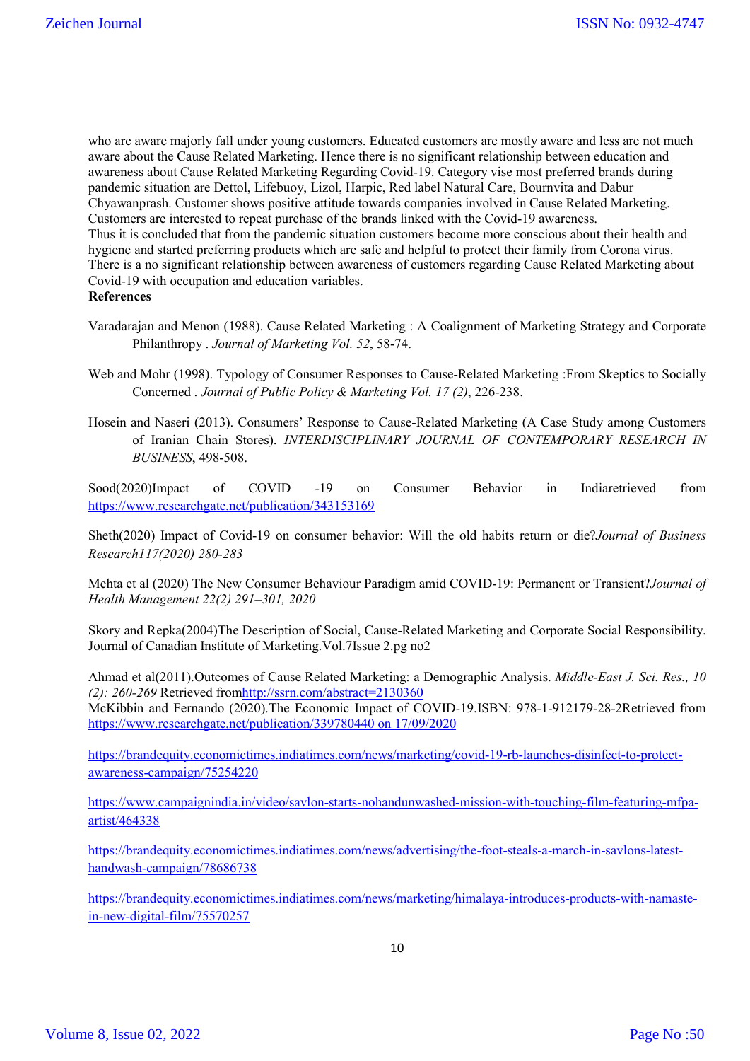who are aware majorly fall under young customers. Educated customers are mostly aware and less are not much aware about the Cause Related Marketing. Hence there is no significant relationship between education and awareness about Cause Related Marketing Regarding Covid-19. Category vise most preferred brands during pandemic situation are Dettol, Lifebuoy, Lizol, Harpic, Red label Natural Care, Bournvita and Dabur Chyawanprash. Customer shows positive attitude towards companies involved in Cause Related Marketing. Customers are interested to repeat purchase of the brands linked with the Covid-19 awareness.

Thus it is concluded that from the pandemic situation customers become more conscious about their health and hygiene and started preferring products which are safe and helpful to protect their family from Corona virus. There is a no significant relationship between awareness of customers regarding Cause Related Marketing about Covid-19 with occupation and education variables.

**References**

Varadarajan and Menon (1988). Cause Related Marketing : A Coalignment of Marketing Strategy and Corporate Philanthropy . *Journal of Marketing Vol. 52*, 58-74.

Web and Mohr (1998). Typology of Consumer Responses to Cause-Related Marketing :From Skeptics to Socially Concerned . *Journal of Public Policy & Marketing Vol. 17 (2)*, 226-238.

Hosein and Naseri (2013). Consumers' Response to Cause-Related Marketing (A Case Study among Customers of Iranian Chain Stores). *INTERDISCIPLINARY JOURNAL OF CONTEMPORARY RESEARCH IN BUSINESS*, 498-508.

Sood(2020)Impact of COVID -19 on Consumer Behavior in Indiaretrieved from https://www.researchgate.net/publication/343153169

Sheth(2020) Impact of Covid-19 on consumer behavior: Will the old habits return or die?*Journal of Business Research117(2020) 280-283*

Mehta et al (2020) The New Consumer Behaviour Paradigm amid COVID-19: Permanent or Transient?*Journal of Health Management 22(2) 291–301, 2020*

Skory and Repka(2004)The Description of Social, Cause-Related Marketing and Corporate Social Responsibility. Journal of Canadian Institute of Marketing.Vol.7Issue 2.pg no2

Ahmad et al(2011).Outcomes of Cause Related Marketing: a Demographic Analysis. *Middle-East J. Sci. Res., 10 (2): 260-269* Retrieved fromhttp://ssrn.com/abstract=2130360

McKibbin and Fernando (2020).The Economic Impact of COVID-19.ISBN: 978-1-912179-28-2Retrieved from https://www.researchgate.net/publication/339780440 on 17/09/2020

https://brandequity.economictimes.indiatimes.com/news/marketing/covid-19-rb-launches-disinfect-to-protect-awareness-campaign/75254220

https://www.campaignindia.in/video/savlon-starts-nohandunwashed-mission-with-touching-film-featuring-mfpa-artist/464338

https://brandequity.economictimes.indiatimes.com/news/advertising/the-foot-steals-a-march-in-savlons-latest-handwash-campaign/78686738

https://brandequity.economictimes.indiatimes.com/news/marketing/himalaya-introduces-products-with-namaste-in-new-digital-film/75570257